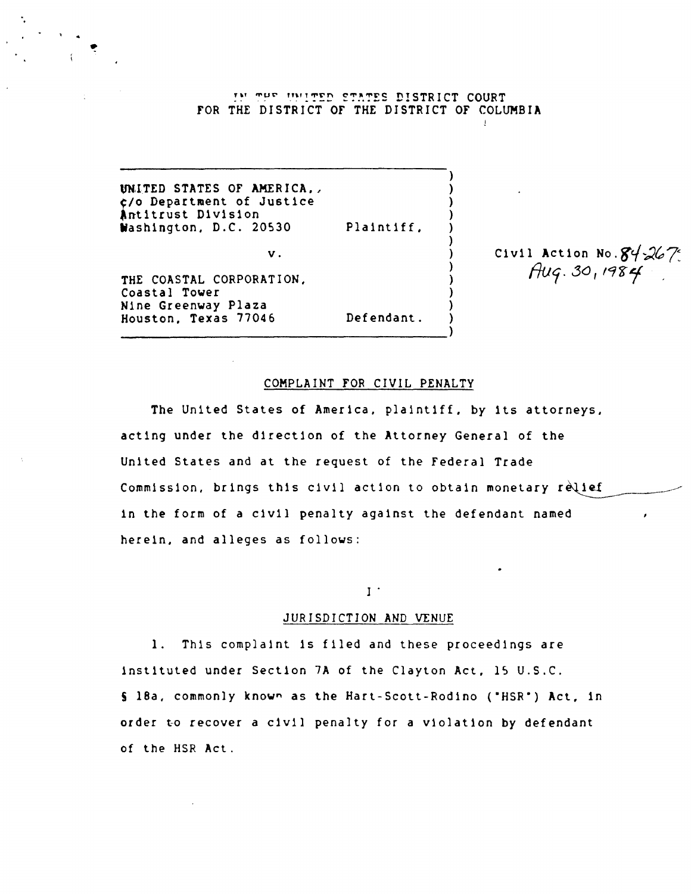IN THE UNITED STATES DISTRICT COURT
FOR THE DISTRICT OF THE DISTRICT OF COLUMBIA

| | | |
|---|---|---|
| UNITED STATES OF AMERICA, c/o Department of Justice Antitrust Division Washington, D.C. 20530 Plaintiff, | ) | Civil Action No. 84-2677 Aug. 30, 1984 |
| v. | ) | |
| THE COASTAL CORPORATION, Coastal Tower Nine Greenway Plaza Houston, Texas 77046 Defendant. | ) | |

## COMPLAINT FOR CIVIL PENALTY

The United States of America, plaintiff, by its attorneys, acting under the direction of the Attorney General of the United States and at the request of the Federal Trade Commission, brings this civil action to obtain monetary relief in the form of a civil penalty against the defendant named herein, and alleges as follows:

### I

### JURISDICTION AND VENUE

1. This complaint is filed and these proceedings are instituted under Section 7A of the Clayton Act, 15 U.S.C. § 18a, commonly known as the Hart-Scott-Rodino ("HSR") Act, in order to recover a civil penalty for a violation by defendant of the HSR Act.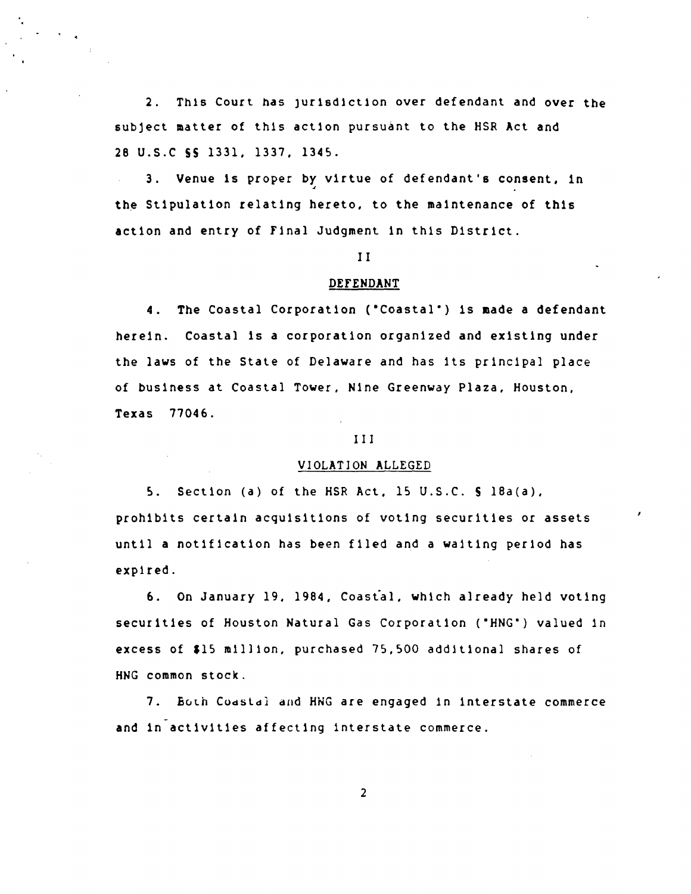2. This Court has jurisdiction over defendant and over the subject matter of this action pursuant to the HSR Act and 28 U.S.C §§ 1331, 1337, 1345.

3. Venue is proper by virtue of defendant's consent, in the Stipulation relating hereto, to the maintenance of this action and entry of Final Judgment in this District.

## II

## DEFENDANT

4. The Coastal Corporation ("Coastal") is made a defendant herein. Coastal is a corporation organized and existing under the laws of the State of Delaware and has its principal place of business at Coastal Tower, Nine Greenway Plaza, Houston, Texas 77046.

## III

## VIOLATION ALLEGED

5. Section (a) of the HSR Act, 15 U.S.C. § 18a(a), prohibits certain acquisitions of voting securities or assets until a notification has been filed and a waiting period has expired.

6. On January 19, 1984, Coastal, which already held voting securities of Houston Natural Gas Corporation ("HNG") valued in excess of $15 million, purchased 75,500 additional shares of HNG common stock.

7. Both Coastal and HNG are engaged in interstate commerce and in activities affecting interstate commerce.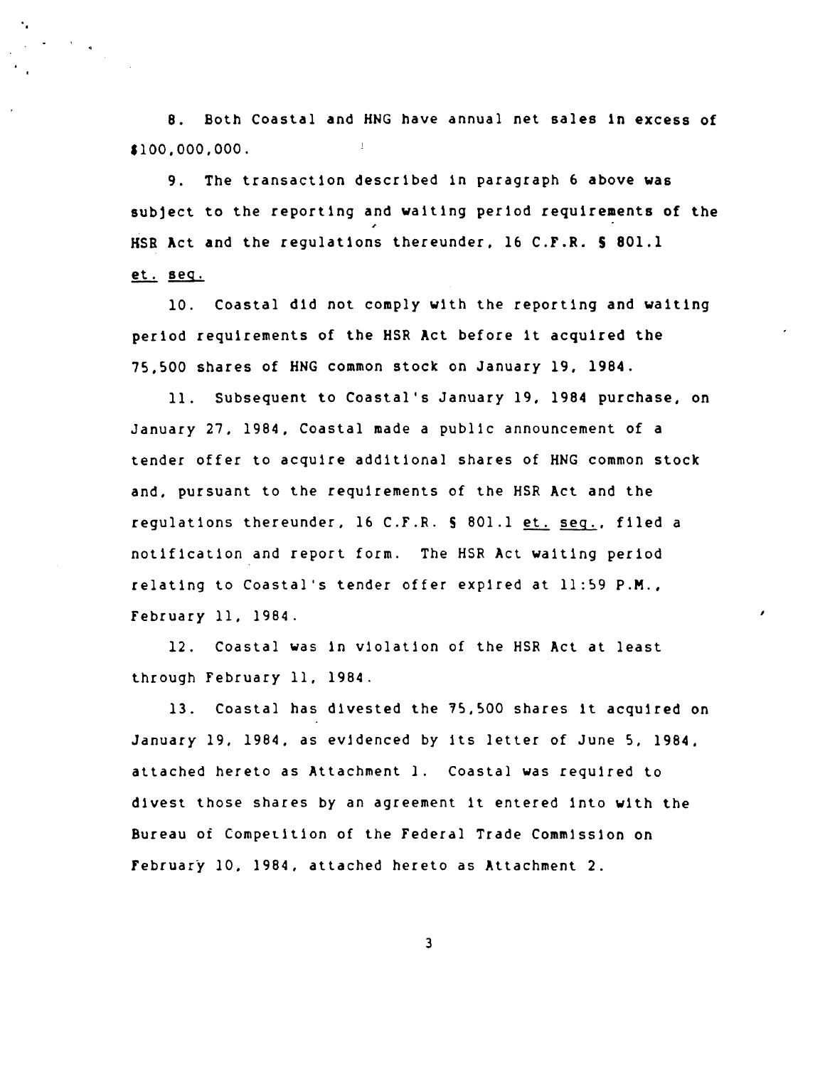8. Both Coastal and HNG have annual net sales in excess of $100,000,000.

9. The transaction described in paragraph 6 above was subject to the reporting and waiting period requirements of the HSR Act and the regulations thereunder, 16 C.F.R. § 801.1 et. seq.

10. Coastal did not comply with the reporting and waiting period requirements of the HSR Act before it acquired the 75,500 shares of HNG common stock on January 19, 1984.

11. Subsequent to Coastal's January 19, 1984 purchase, on January 27, 1984, Coastal made a public announcement of a tender offer to acquire additional shares of HNG common stock and, pursuant to the requirements of the HSR Act and the regulations thereunder, 16 C.F.R. § 801.1 et. seq., filed a notification and report form. The HSR Act waiting period relating to Coastal's tender offer expired at 11:59 P.M., February 11, 1984.

12. Coastal was in violation of the HSR Act at least through February 11, 1984.

13. Coastal has divested the 75,500 shares it acquired on January 19, 1984, as evidenced by its letter of June 5, 1984, attached hereto as Attachment 1. Coastal was required to divest those shares by an agreement it entered into with the Bureau of Competition of the Federal Trade Commission on February 10, 1984, attached hereto as Attachment 2.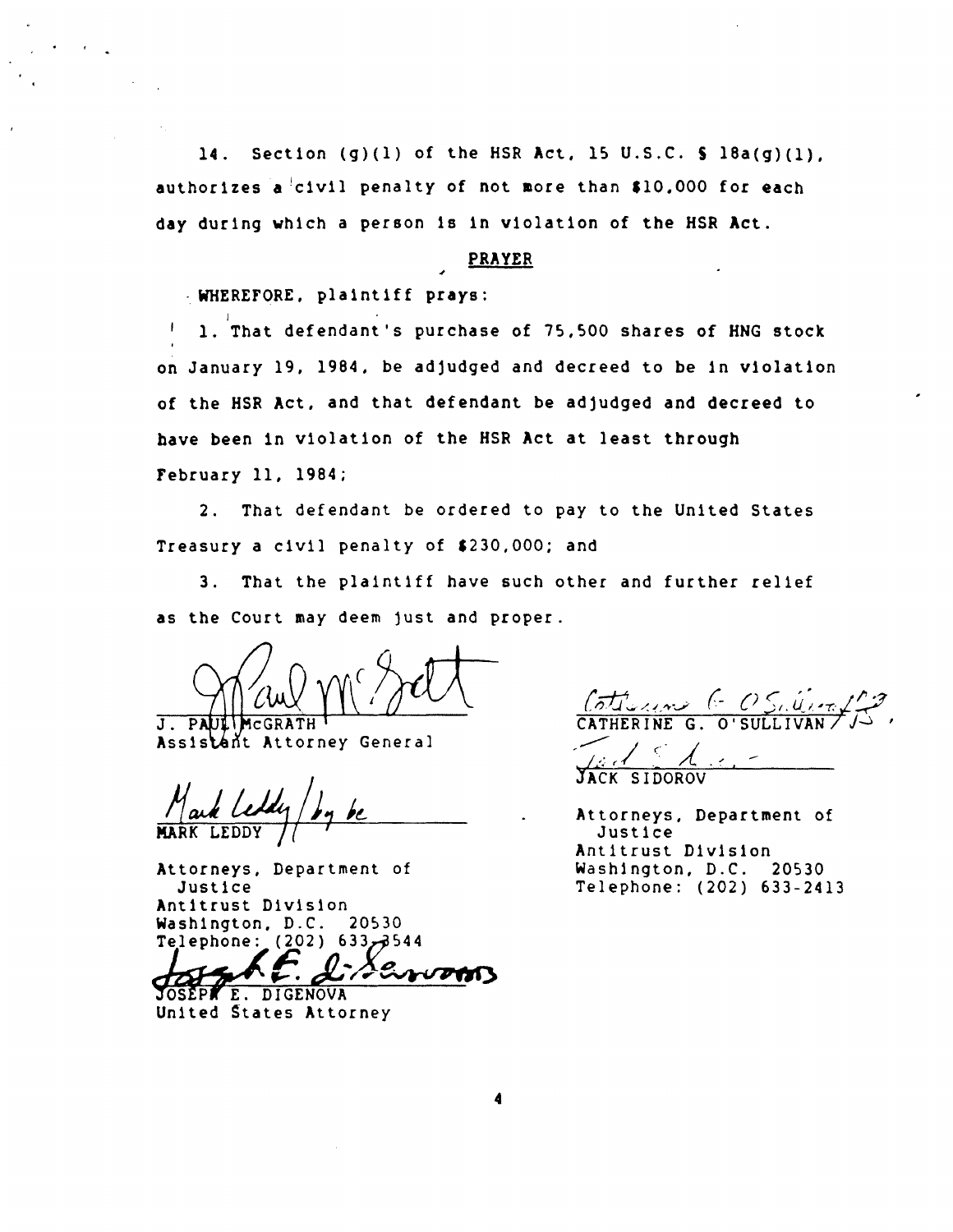14. Section (g)(1) of the HSR Act, 15 U.S.C. § 18a(g)(1), authorizes a civil penalty of not more than $10,000 for each day during which a person is in violation of the HSR Act.

## PRAYER

WHEREFORE, plaintiff prays:

1. That defendant's purchase of 75,500 shares of HNG stock on January 19, 1984, be adjudged and decreed to be in violation of the HSR Act, and that defendant be adjudged and decreed to have been in violation of the HSR Act at least through February 11, 1984;

2. That defendant be ordered to pay to the United States Treasury a civil penalty of $230,000; and

3. That the plaintiff have such other and further relief as the Court may deem just and proper.

J. PAUL McGRATH
Assistant Attorney General

MARK LEDDY

Attorneys, Department of Justice
Antitrust Division
Washington, D.C. 20530
Telephone: (202) 633-3544

JOSEPH E. DIGENOVA
United States Attorney

CATHERINE G. O'SULLIVAN

JACK SIDOROV

Attorneys, Department of Justice
Antitrust Division
Washington, D.C. 20530
Telephone: (202) 633-2413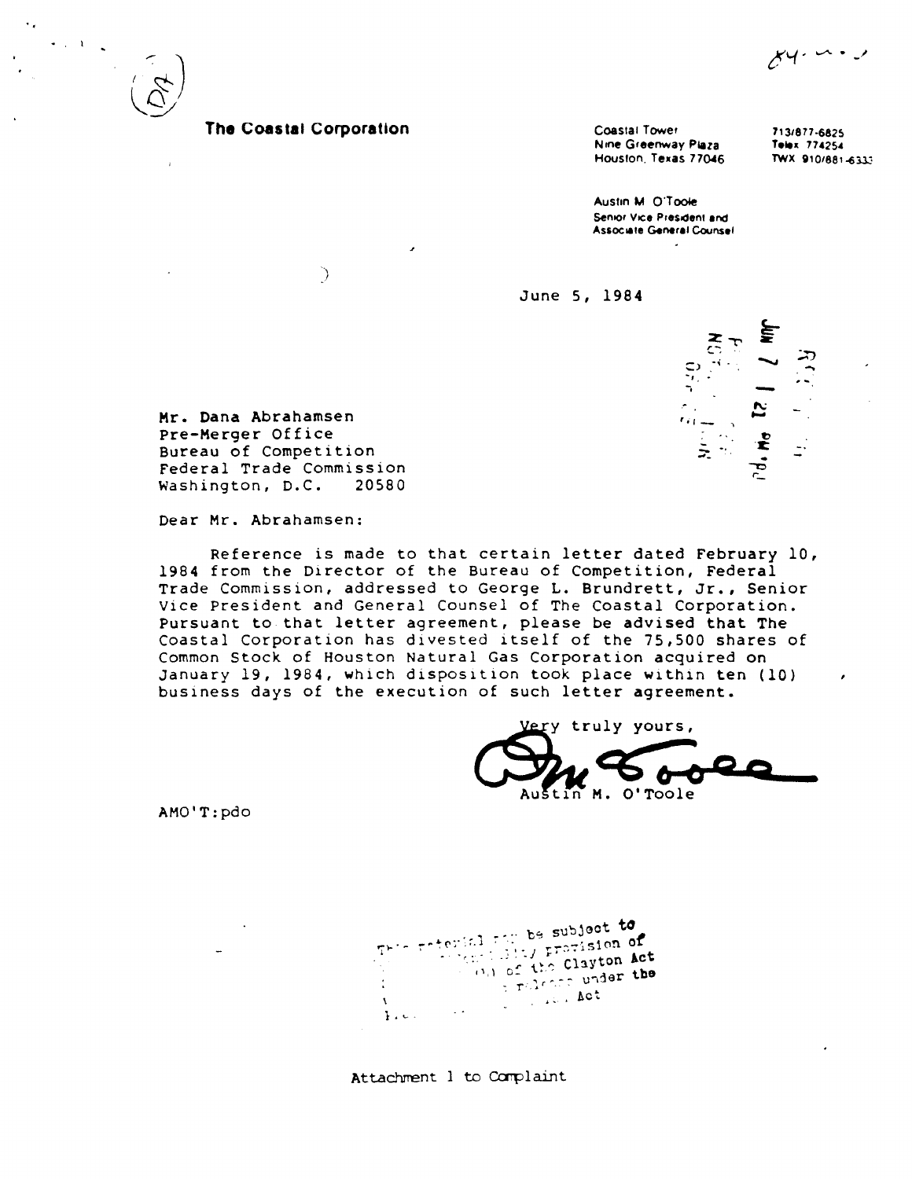**The Coastal Corporation**

Coastal Tower
Nine Greenway Plaza
Houston, Texas 77046

713/877-6825
Telex 774254
TWX 910/881-6333

Austin M. O'Toole
Senior Vice President and
Associate General Counsel

June 5, 1984

Mr. Dana Abrahamsen
Pre-Merger Office
Bureau of Competition
Federal Trade Commission
Washington, D.C. 20580

Dear Mr. Abrahamsen:

Reference is made to that certain letter dated February 10, 1984 from the Director of the Bureau of Competition, Federal Trade Commission, addressed to George L. Brundrett, Jr., Senior Vice President and General Counsel of The Coastal Corporation. Pursuant to that letter agreement, please be advised that The Coastal Corporation has divested itself of the 75,500 shares of Common Stock of Houston Natural Gas Corporation acquired on January 19, 1984, which disposition took place within ten (10) business days of the execution of such letter agreement.

Very truly yours,

Austin M. O'Toole

AMO'T:pdo

This material may be subject to the confidentiality provision of ... of the Clayton Act ... release under the ... Act

Attachment 1 to Complaint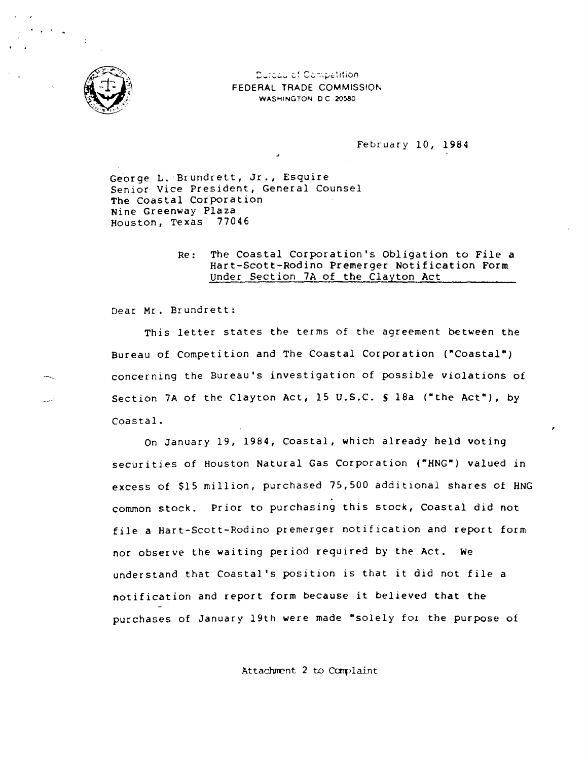Bureau of Competition
FEDERAL TRADE COMMISSION
WASHINGTON, D.C. 20580

February 10, 1984

George L. Brundrett, Jr., Esquire
Senior Vice President, General Counsel
The Coastal Corporation
Nine Greenway Plaza
Houston, Texas 77046

Re: The Coastal Corporation's Obligation to File a Hart-Scott-Rodino Premerger Notification Form Under Section 7A of the Clayton Act

Dear Mr. Brundrett:

This letter states the terms of the agreement between the Bureau of Competition and The Coastal Corporation ("Coastal") concerning the Bureau's investigation of possible violations of Section 7A of the Clayton Act, 15 U.S.C. § 18a ("the Act"), by Coastal.

On January 19, 1984, Coastal, which already held voting securities of Houston Natural Gas Corporation ("HNG") valued in excess of $15 million, purchased 75,500 additional shares of HNG common stock. Prior to purchasing this stock, Coastal did not file a Hart-Scott-Rodino premerger notification and report form nor observe the waiting period required by the Act. We understand that Coastal's position is that it did not file a notification and report form because it believed that the purchases of January 19th were made "solely for the purpose of

Attachment 2 to Complaint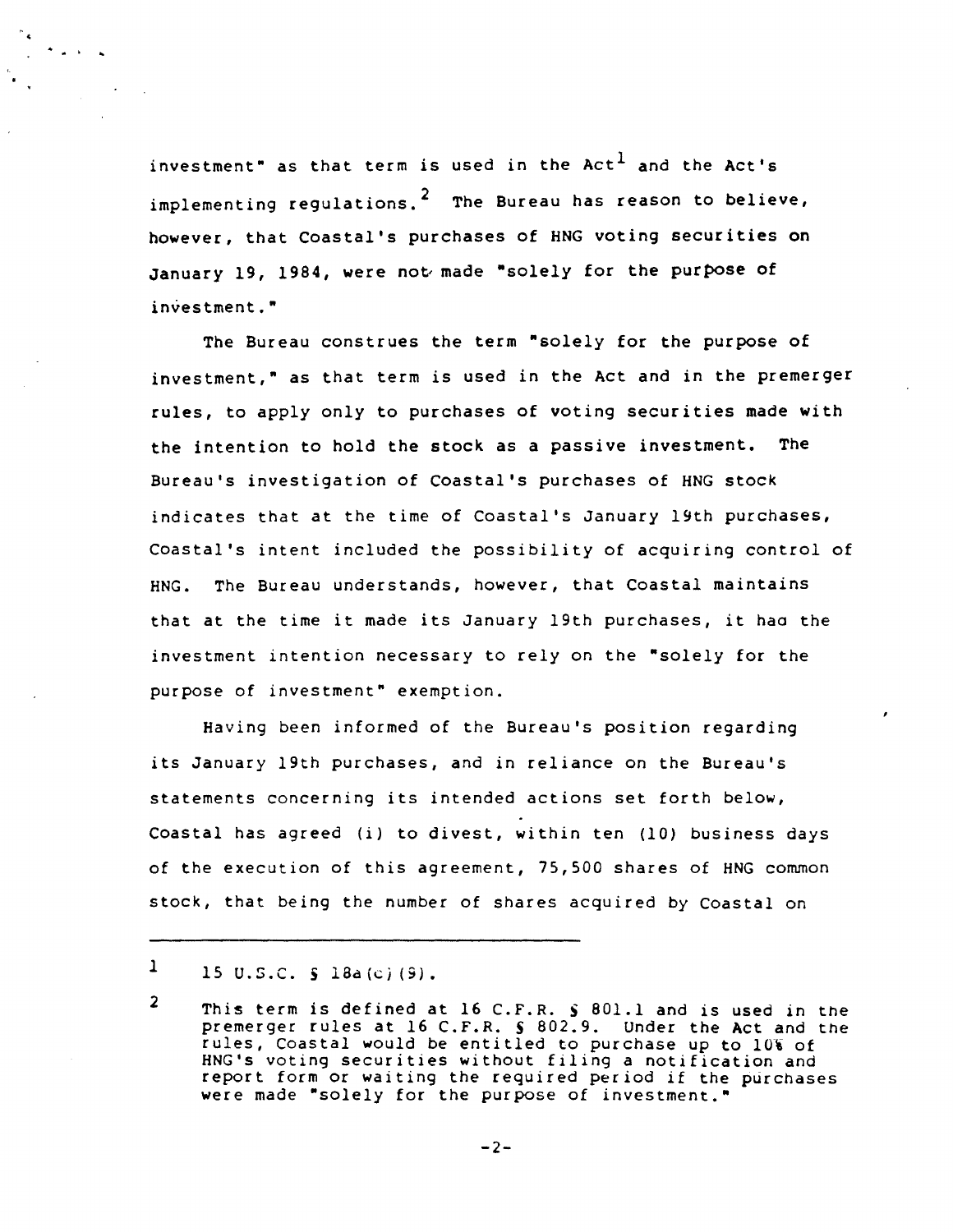investment" as that term is used in the Act[1] and the Act's implementing regulations.[2] The Bureau has reason to believe, however, that Coastal's purchases of HNG voting securities on January 19, 1984, were not made "solely for the purpose of investment."

The Bureau construes the term "solely for the purpose of investment," as that term is used in the Act and in the premerger rules, to apply only to purchases of voting securities made with the intention to hold the stock as a passive investment. The Bureau's investigation of Coastal's purchases of HNG stock indicates that at the time of Coastal's January 19th purchases, Coastal's intent included the possibility of acquiring control of HNG. The Bureau understands, however, that Coastal maintains that at the time it made its January 19th purchases, it had the investment intention necessary to rely on the "solely for the purpose of investment" exemption.

Having been informed of the Bureau's position regarding its January 19th purchases, and in reliance on the Bureau's statements concerning its intended actions set forth below, Coastal has agreed (i) to divest, within ten (10) business days of the execution of this agreement, 75,500 shares of HNG common stock, that being the number of shares acquired by Coastal on

---

1 15 U.S.C. § 18a(c)(9).

2 This term is defined at 16 C.F.R. § 801.1 and is used in the premerger rules at 16 C.F.R. § 802.9. Under the Act and the rules, Coastal would be entitled to purchase up to 10% of HNG's voting securities without filing a notification and report form or waiting the required period if the purchases were made "solely for the purpose of investment."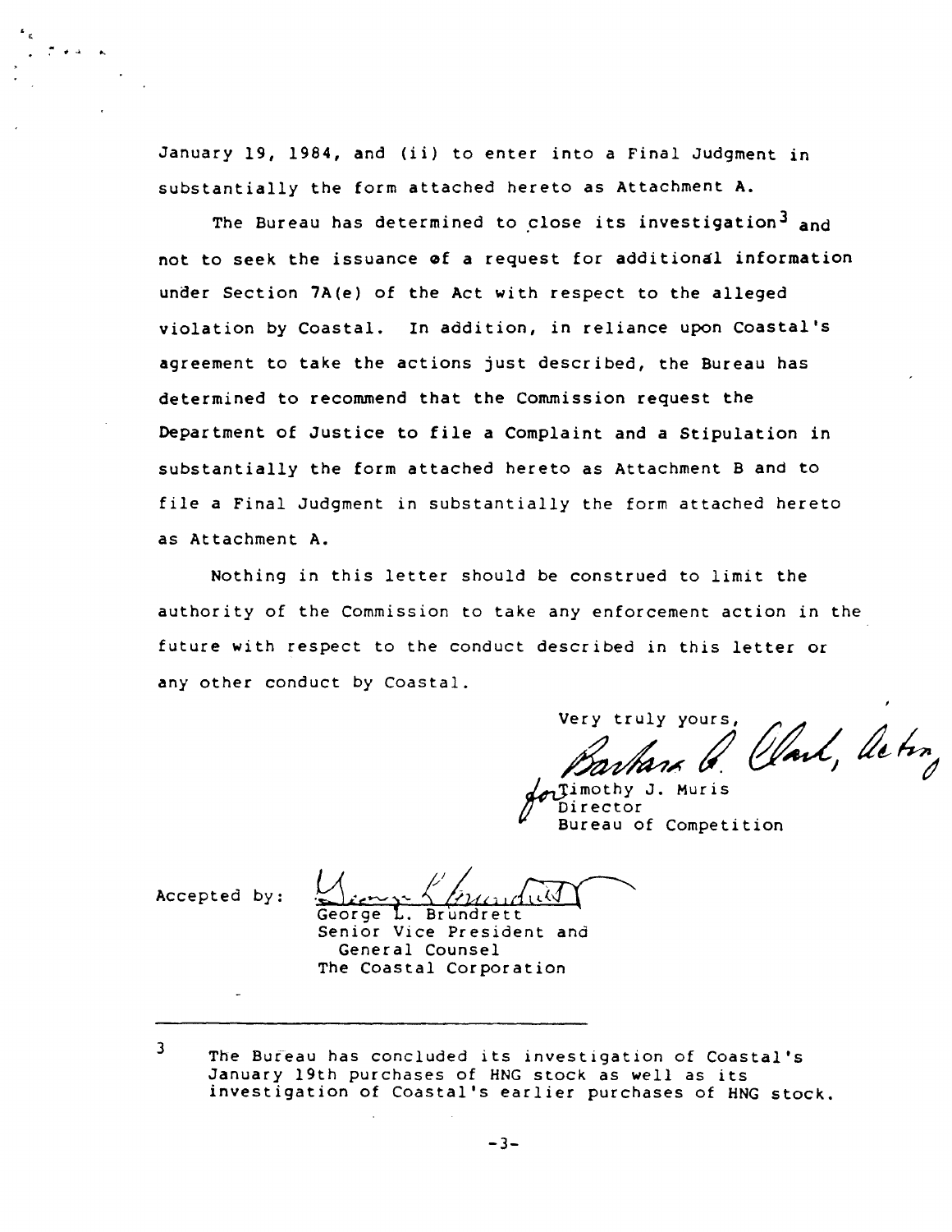January 19, 1984, and (ii) to enter into a Final Judgment in substantially the form attached hereto as Attachment A.

The Bureau has determined to close its investigation[3] and not to seek the issuance of a request for additional information under Section 7A(e) of the Act with respect to the alleged violation by Coastal. In addition, in reliance upon Coastal's agreement to take the actions just described, the Bureau has determined to recommend that the Commission request the Department of Justice to file a Complaint and a Stipulation in substantially the form attached hereto as Attachment B and to file a Final Judgment in substantially the form attached hereto as Attachment A.

Nothing in this letter should be construed to limit the authority of the Commission to take any enforcement action in the future with respect to the conduct described in this letter or any other conduct by Coastal.

Very truly yours,

Barbara A. Clark, Acting
for Timothy J. Muris
Director
Bureau of Competition

Accepted by:

George L. Brundrett
Senior Vice President and
General Counsel
The Coastal Corporation

---

[3] The Bureau has concluded its investigation of Coastal's January 19th purchases of HNG stock as well as its investigation of Coastal's earlier purchases of HNG stock.